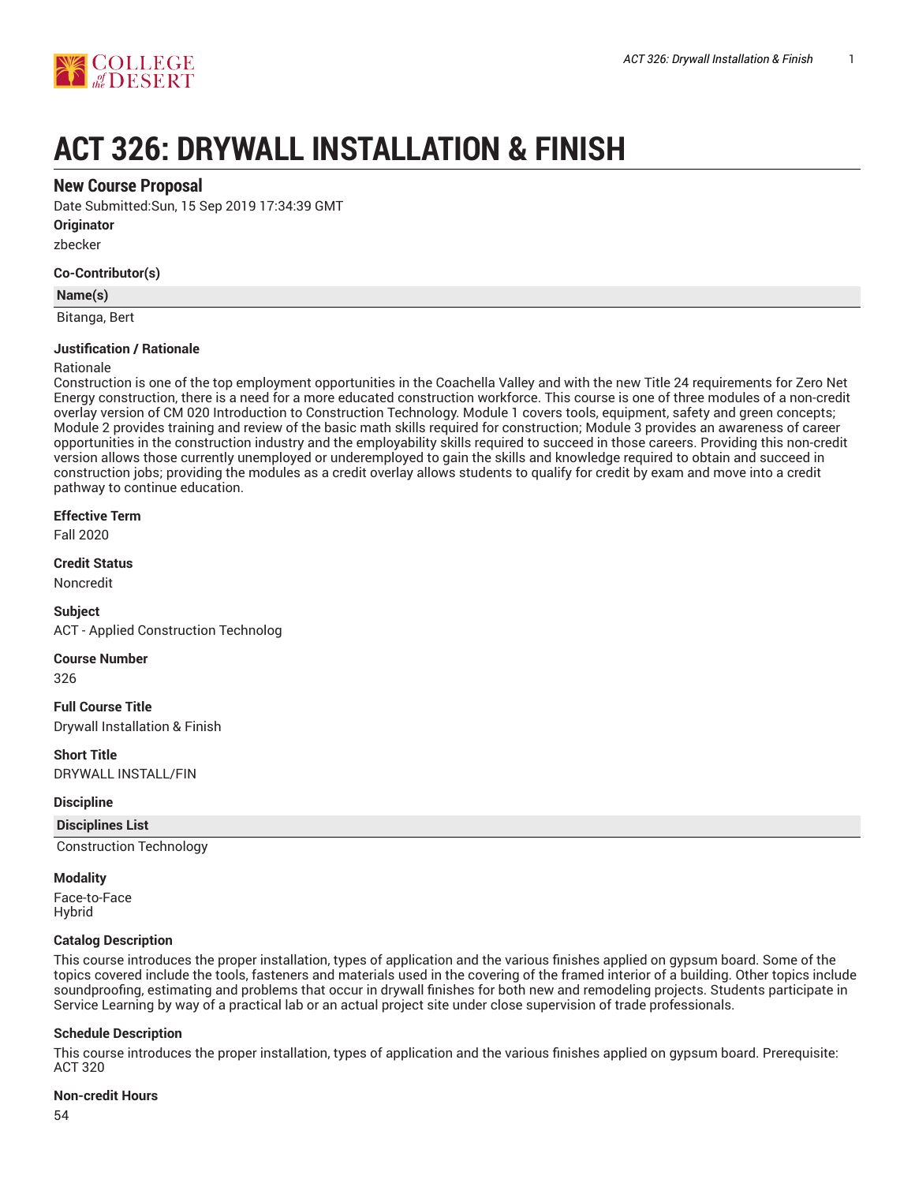# ACT 326: DRYWALL INSTALLATION & FINISH

## New Course Proposal

Date Submitted:Sun, 15 Sep 2019 17:34:39 GMT

**Originator**

zbecker

**Co-Contributor(s)**

| Name(s) |
| --- |
| Bitanga, Bert |

**Justification / Rationale**

Rationale

Construction is one of the top employment opportunities in the Coachella Valley and with the new Title 24 requirements for Zero Net Energy construction, there is a need for a more educated construction workforce. This course is one of three modules of a non-credit overlay version of CM 020 Introduction to Construction Technology. Module 1 covers tools, equipment, safety and green concepts; Module 2 provides training and review of the basic math skills required for construction; Module 3 provides an awareness of career opportunities in the construction industry and the employability skills required to succeed in those careers. Providing this non-credit version allows those currently unemployed or underemployed to gain the skills and knowledge required to obtain and succeed in construction jobs; providing the modules as a credit overlay allows students to qualify for credit by exam and move into a credit pathway to continue education.

**Effective Term**

Fall 2020

**Credit Status**

Noncredit

**Subject**

ACT - Applied Construction Technolog

**Course Number**

326

**Full Course Title**

Drywall Installation & Finish

**Short Title**

DRYWALL INSTALL/FIN

**Discipline**

| Disciplines List |
| --- |
| Construction Technology |

**Modality**

Face-to-Face
Hybrid

**Catalog Description**

This course introduces the proper installation, types of application and the various finishes applied on gypsum board. Some of the topics covered include the tools, fasteners and materials used in the covering of the framed interior of a building. Other topics include soundproofing, estimating and problems that occur in drywall finishes for both new and remodeling projects. Students participate in Service Learning by way of a practical lab or an actual project site under close supervision of trade professionals.

**Schedule Description**

This course introduces the proper installation, types of application and the various finishes applied on gypsum board. Prerequisite: ACT 320

**Non-credit Hours**

54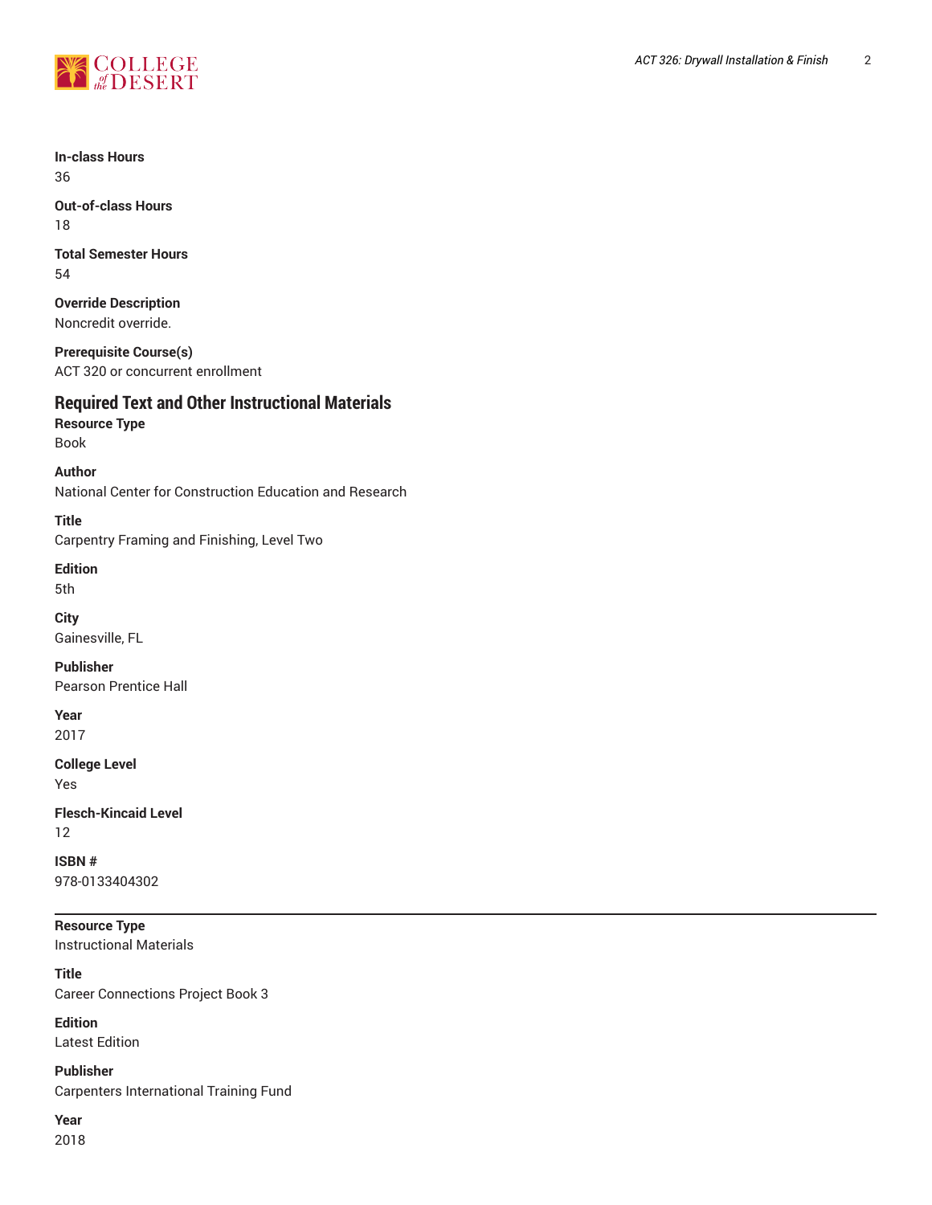**In-class Hours**
36

**Out-of-class Hours**
18

**Total Semester Hours**
54

**Override Description**
Noncredit override.

**Prerequisite Course(s)**
ACT 320 or concurrent enrollment

## Required Text and Other Instructional Materials

**Resource Type**
Book

**Author**
National Center for Construction Education and Research

**Title**
Carpentry Framing and Finishing, Level Two

**Edition**
5th

**City**
Gainesville, FL

**Publisher**
Pearson Prentice Hall

**Year**
2017

**College Level**
Yes

**Flesch-Kincaid Level**
12

**ISBN #**
978-0133404302

---

**Resource Type**
Instructional Materials

**Title**
Career Connections Project Book 3

**Edition**
Latest Edition

**Publisher**
Carpenters International Training Fund

**Year**
2018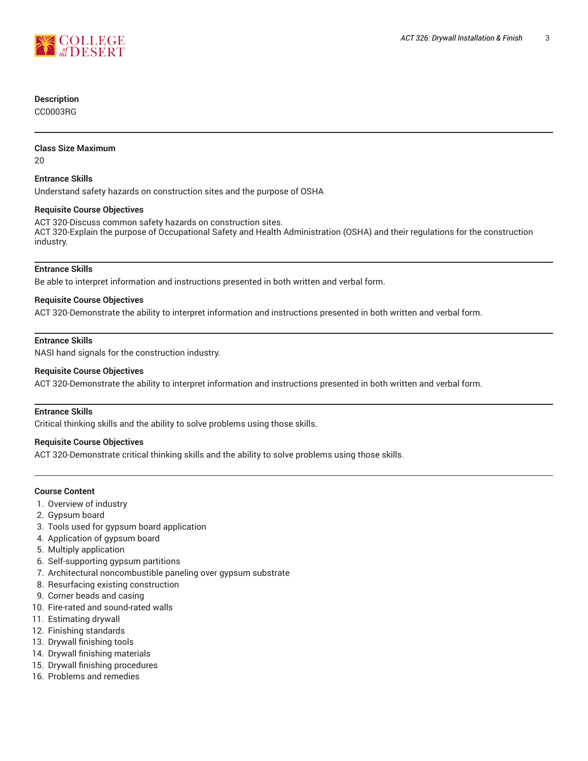**Description**

CC0003RG

---

**Class Size Maximum**

20

**Entrance Skills**

Understand safety hazards on construction sites and the purpose of OSHA

**Requisite Course Objectives**

ACT 320-Discuss common safety hazards on construction sites.
ACT 320-Explain the purpose of Occupational Safety and Health Administration (OSHA) and their regulations for the construction industry.

---

**Entrance Skills**

Be able to interpret information and instructions presented in both written and verbal form.

**Requisite Course Objectives**

ACT 320-Demonstrate the ability to interpret information and instructions presented in both written and verbal form.

---

**Entrance Skills**

NASI hand signals for the construction industry.

**Requisite Course Objectives**

ACT 320-Demonstrate the ability to interpret information and instructions presented in both written and verbal form.

---

**Entrance Skills**

Critical thinking skills and the ability to solve problems using those skills.

**Requisite Course Objectives**

ACT 320-Demonstrate critical thinking skills and the ability to solve problems using those skills.

---

**Course Content**

1. Overview of industry
2. Gypsum board
3. Tools used for gypsum board application
4. Application of gypsum board
5. Multiply application
6. Self-supporting gypsum partitions
7. Architectural noncombustible paneling over gypsum substrate
8. Resurfacing existing construction
9. Corner beads and casing
10. Fire-rated and sound-rated walls
11. Estimating drywall
12. Finishing standards
13. Drywall finishing tools
14. Drywall finishing materials
15. Drywall finishing procedures
16. Problems and remedies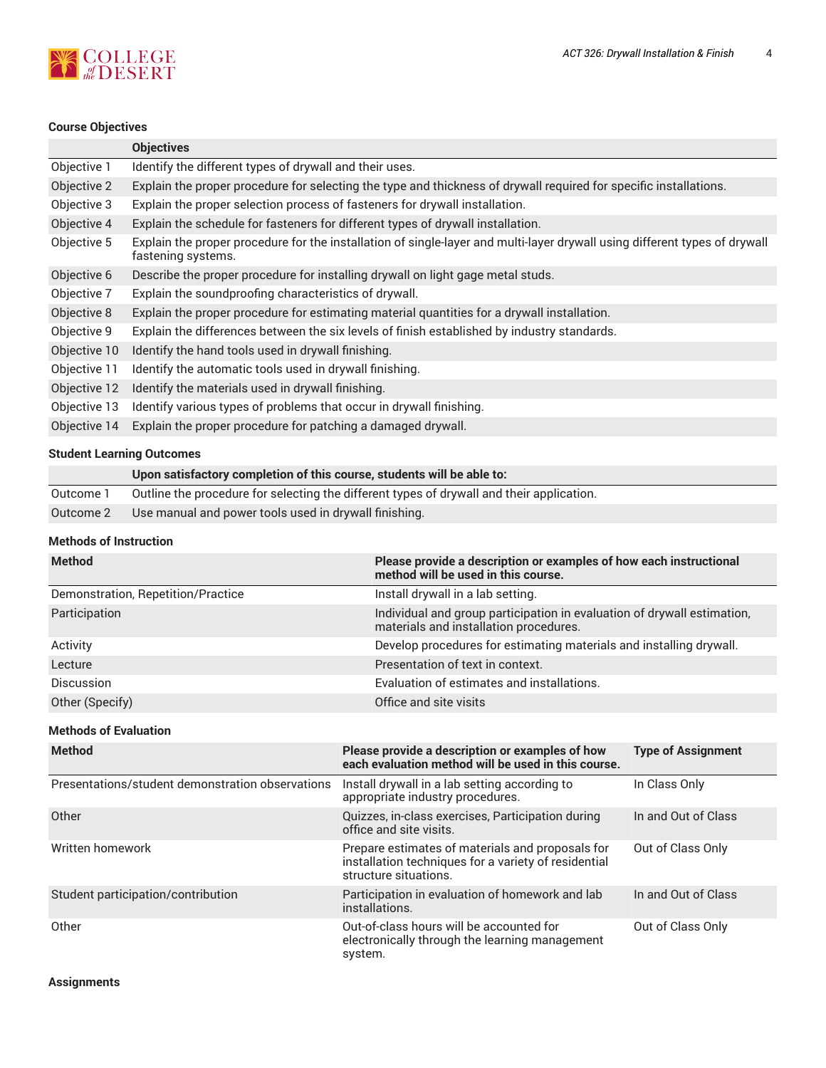### Course Objectives

| | Objectives |
|---|---|
| Objective 1 | Identify the different types of drywall and their uses. |
| Objective 2 | Explain the proper procedure for selecting the type and thickness of drywall required for specific installations. |
| Objective 3 | Explain the proper selection process of fasteners for drywall installation. |
| Objective 4 | Explain the schedule for fasteners for different types of drywall installation. |
| Objective 5 | Explain the proper procedure for the installation of single-layer and multi-layer drywall using different types of drywall fastening systems. |
| Objective 6 | Describe the proper procedure for installing drywall on light gage metal studs. |
| Objective 7 | Explain the soundproofing characteristics of drywall. |
| Objective 8 | Explain the proper procedure for estimating material quantities for a drywall installation. |
| Objective 9 | Explain the differences between the six levels of finish established by industry standards. |
| Objective 10 | Identify the hand tools used in drywall finishing. |
| Objective 11 | Identify the automatic tools used in drywall finishing. |
| Objective 12 | Identify the materials used in drywall finishing. |
| Objective 13 | Identify various types of problems that occur in drywall finishing. |
| Objective 14 | Explain the proper procedure for patching a damaged drywall. |

### Student Learning Outcomes

| | Upon satisfactory completion of this course, students will be able to: |
|---|---|
| Outcome 1 | Outline the procedure for selecting the different types of drywall and their application. |
| Outcome 2 | Use manual and power tools used in drywall finishing. |

### Methods of Instruction

| Method | Please provide a description or examples of how each instructional method will be used in this course. |
|---|---|
| Demonstration, Repetition/Practice | Install drywall in a lab setting. |
| Participation | Individual and group participation in evaluation of drywall estimation, materials and installation procedures. |
| Activity | Develop procedures for estimating materials and installing drywall. |
| Lecture | Presentation of text in context. |
| Discussion | Evaluation of estimates and installations. |
| Other (Specify) | Office and site visits |

### Methods of Evaluation

| Method | Please provide a description or examples of how each evaluation method will be used in this course. | Type of Assignment |
|---|---|---|
| Presentations/student demonstration observations | Install drywall in a lab setting according to appropriate industry procedures. | In Class Only |
| Other | Quizzes, in-class exercises, Participation during office and site visits. | In and Out of Class |
| Written homework | Prepare estimates of materials and proposals for installation techniques for a variety of residential structure situations. | Out of Class Only |
| Student participation/contribution | Participation in evaluation of homework and lab installations. | In and Out of Class |
| Other | Out-of-class hours will be accounted for electronically through the learning management system. | Out of Class Only |

### Assignments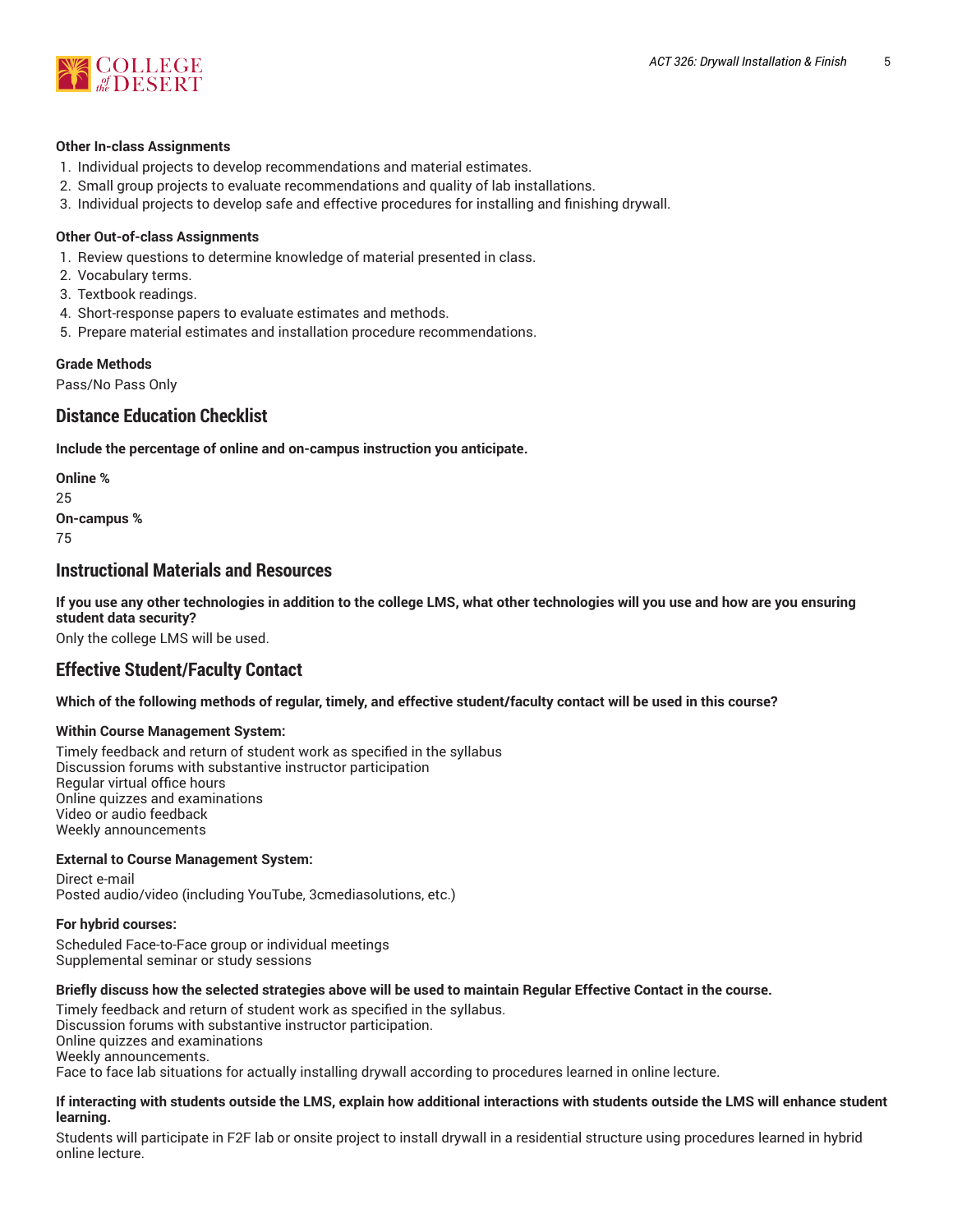**Other In-class Assignments**

1. Individual projects to develop recommendations and material estimates.
2. Small group projects to evaluate recommendations and quality of lab installations.
3. Individual projects to develop safe and effective procedures for installing and finishing drywall.

**Other Out-of-class Assignments**

1. Review questions to determine knowledge of material presented in class.
2. Vocabulary terms.
3. Textbook readings.
4. Short-response papers to evaluate estimates and methods.
5. Prepare material estimates and installation procedure recommendations.

**Grade Methods**

Pass/No Pass Only

## Distance Education Checklist

**Include the percentage of online and on-campus instruction you anticipate.**

**Online %**

25

**On-campus %**

75

## Instructional Materials and Resources

**If you use any other technologies in addition to the college LMS, what other technologies will you use and how are you ensuring student data security?**

Only the college LMS will be used.

## Effective Student/Faculty Contact

**Which of the following methods of regular, timely, and effective student/faculty contact will be used in this course?**

**Within Course Management System:**

Timely feedback and return of student work as specified in the syllabus
Discussion forums with substantive instructor participation
Regular virtual office hours
Online quizzes and examinations
Video or audio feedback
Weekly announcements

**External to Course Management System:**

Direct e-mail
Posted audio/video (including YouTube, 3cmediasolutions, etc.)

**For hybrid courses:**

Scheduled Face-to-Face group or individual meetings
Supplemental seminar or study sessions

**Briefly discuss how the selected strategies above will be used to maintain Regular Effective Contact in the course.**

Timely feedback and return of student work as specified in the syllabus.
Discussion forums with substantive instructor participation.
Online quizzes and examinations
Weekly announcements.
Face to face lab situations for actually installing drywall according to procedures learned in online lecture.

**If interacting with students outside the LMS, explain how additional interactions with students outside the LMS will enhance student learning.**

Students will participate in F2F lab or onsite project to install drywall in a residential structure using procedures learned in hybrid online lecture.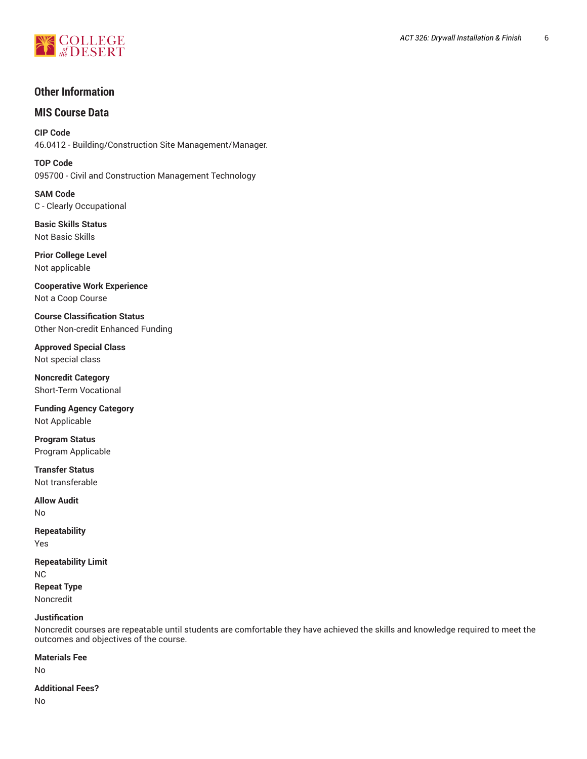## Other Information

## MIS Course Data

**CIP Code**
46.0412 - Building/Construction Site Management/Manager.

**TOP Code**
095700 - Civil and Construction Management Technology

**SAM Code**
C - Clearly Occupational

**Basic Skills Status**
Not Basic Skills

**Prior College Level**
Not applicable

**Cooperative Work Experience**
Not a Coop Course

**Course Classification Status**
Other Non-credit Enhanced Funding

**Approved Special Class**
Not special class

**Noncredit Category**
Short-Term Vocational

**Funding Agency Category**
Not Applicable

**Program Status**
Program Applicable

**Transfer Status**
Not transferable

**Allow Audit**
No

**Repeatability**
Yes

**Repeatability Limit**
NC

**Repeat Type**
Noncredit

**Justification**
Noncredit courses are repeatable until students are comfortable they have achieved the skills and knowledge required to meet the outcomes and objectives of the course.

**Materials Fee**
No

**Additional Fees?**
No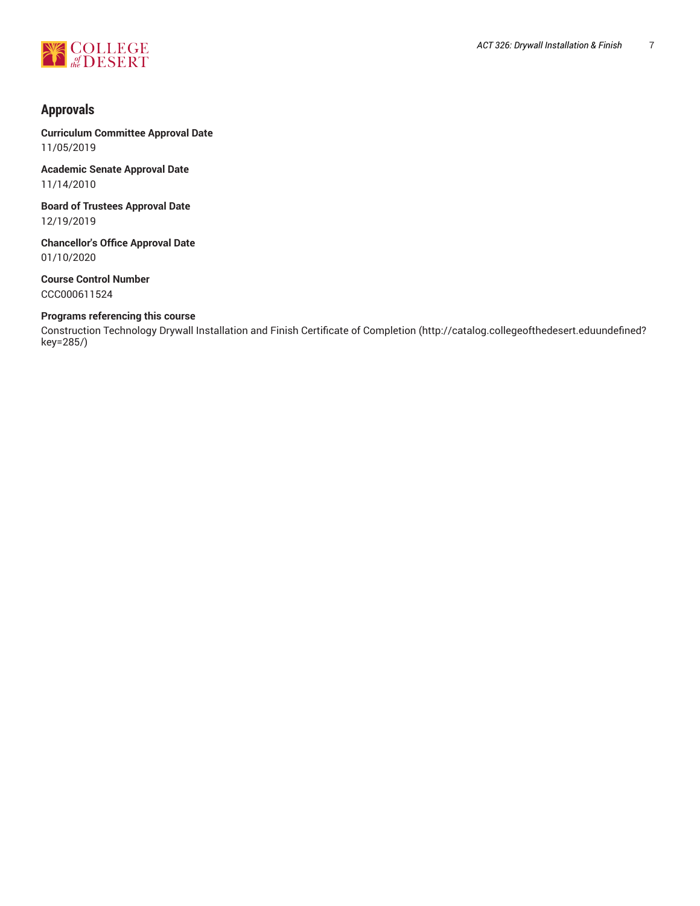## Approvals

**Curriculum Committee Approval Date**
11/05/2019

**Academic Senate Approval Date**
11/14/2010

**Board of Trustees Approval Date**
12/19/2019

**Chancellor's Office Approval Date**
01/10/2020

**Course Control Number**
CCC000611524

**Programs referencing this course**
Construction Technology Drywall Installation and Finish Certificate of Completion (http://catalog.collegeofthedesert.eduundefined?key=285/)